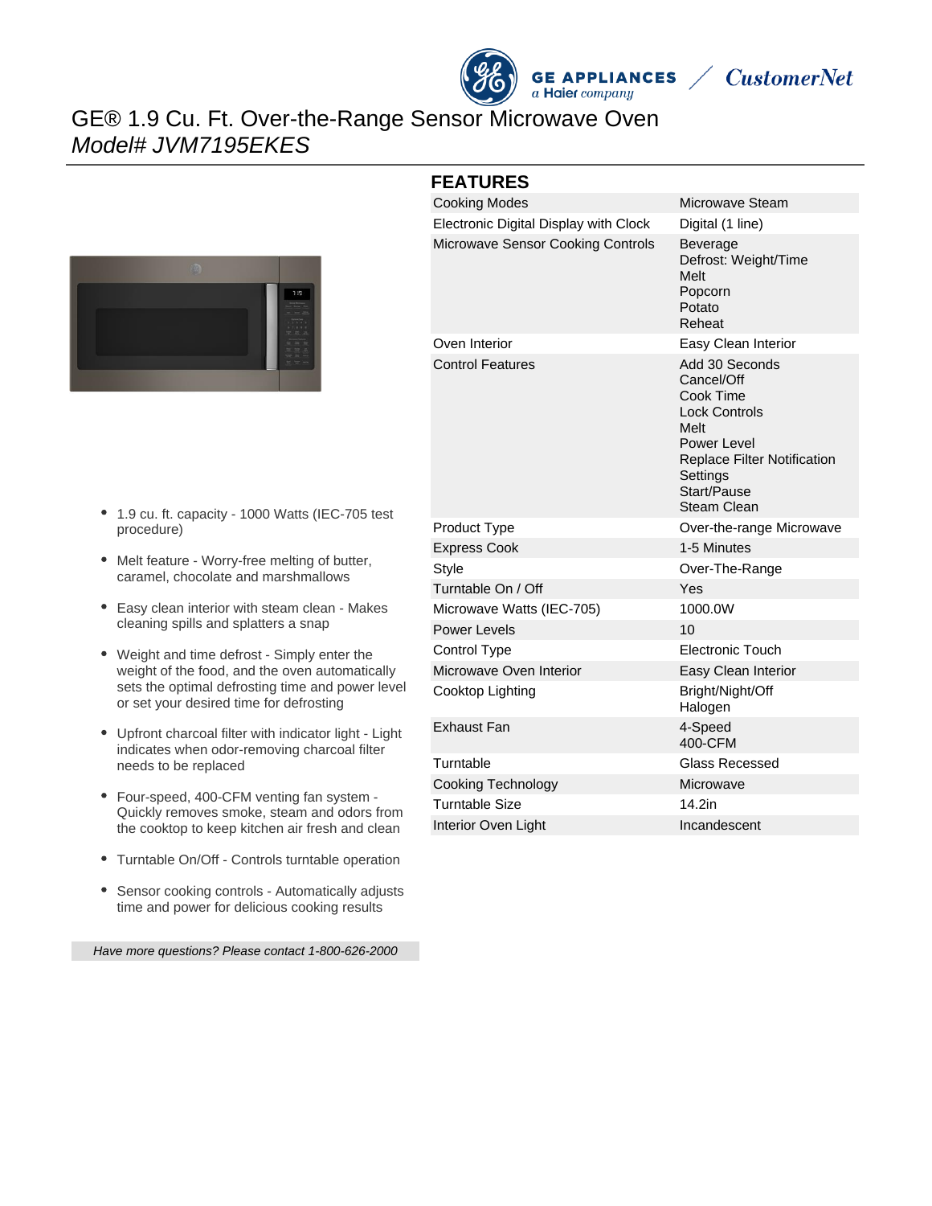# GE® 1.9 Cu. Ft. Over-the-Range Sensor Microwave Oven

*Model# JVM7195EKES*

- 1.9 cu. ft. capacity - 1000 Watts (IEC-705 test procedure)
- Melt feature - Worry-free melting of butter, caramel, chocolate and marshmallows
- Easy clean interior with steam clean - Makes cleaning spills and splatters a snap
- Weight and time defrost - Simply enter the weight of the food, and the oven automatically sets the optimal defrosting time and power level or set your desired time for defrosting
- Upfront charcoal filter with indicator light - Light indicates when odor-removing charcoal filter needs to be replaced
- Four-speed, 400-CFM venting fan system - Quickly removes smoke, steam and odors from the cooktop to keep kitchen air fresh and clean
- Turntable On/Off - Controls turntable operation
- Sensor cooking controls - Automatically adjusts time and power for delicious cooking results

*Have more questions? Please contact 1-800-626-2000*

## FEATURES

| | |
|---|---|
| Cooking Modes | Microwave Steam |
| Electronic Digital Display with Clock | Digital (1 line) |
| Microwave Sensor Cooking Controls | Beverage<br>Defrost: Weight/Time<br>Melt<br>Popcorn<br>Potato<br>Reheat |
| Oven Interior | Easy Clean Interior |
| Control Features | Add 30 Seconds<br>Cancel/Off<br>Cook Time<br>Lock Controls<br>Melt<br>Power Level<br>Replace Filter Notification<br>Settings<br>Start/Pause<br>Steam Clean |
| Product Type | Over-the-range Microwave |
| Express Cook | 1-5 Minutes |
| Style | Over-The-Range |
| Turntable On / Off | Yes |
| Microwave Watts (IEC-705) | 1000.0W |
| Power Levels | 10 |
| Control Type | Electronic Touch |
| Microwave Oven Interior | Easy Clean Interior |
| Cooktop Lighting | Bright/Night/Off<br>Halogen |
| Exhaust Fan | 4-Speed<br>400-CFM |
| Turntable | Glass Recessed |
| Cooking Technology | Microwave |
| Turntable Size | 14.2in |
| Interior Oven Light | Incandescent |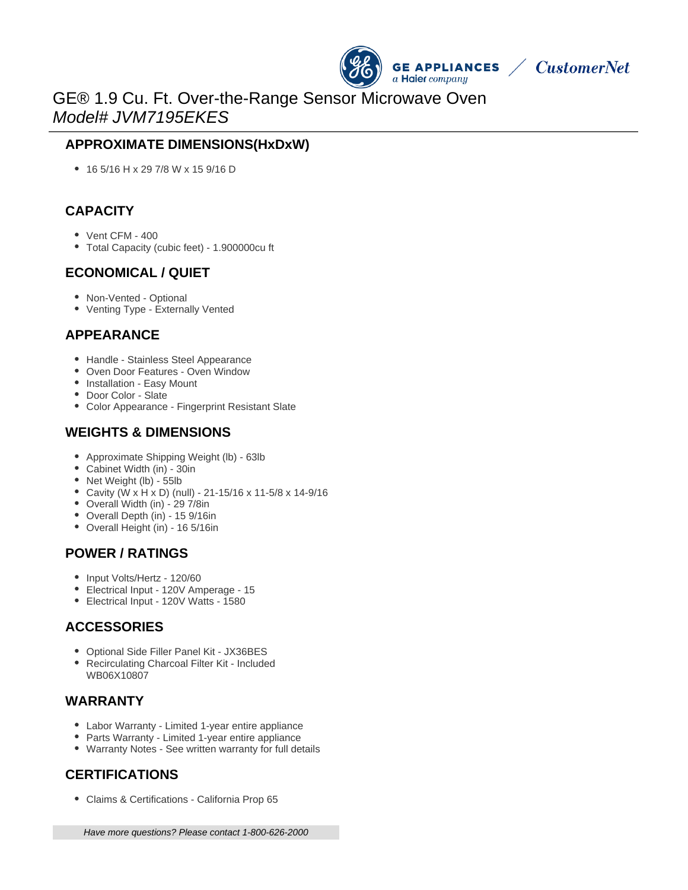# GE® 1.9 Cu. Ft. Over-the-Range Sensor Microwave Oven

*Model# JVM7195EKES*

## APPROXIMATE DIMENSIONS(HxDxW)

- 16 5/16 H x 29 7/8 W x 15 9/16 D

## CAPACITY

- Vent CFM - 400
- Total Capacity (cubic feet) - 1.900000cu ft

## ECONOMICAL / QUIET

- Non-Vented - Optional
- Venting Type - Externally Vented

## APPEARANCE

- Handle - Stainless Steel Appearance
- Oven Door Features - Oven Window
- Installation - Easy Mount
- Door Color - Slate
- Color Appearance - Fingerprint Resistant Slate

## WEIGHTS & DIMENSIONS

- Approximate Shipping Weight (lb) - 63lb
- Cabinet Width (in) - 30in
- Net Weight (lb) - 55lb
- Cavity (W x H x D) (null) - 21-15/16 x 11-5/8 x 14-9/16
- Overall Width (in) - 29 7/8in
- Overall Depth (in) - 15 9/16in
- Overall Height (in) - 16 5/16in

## POWER / RATINGS

- Input Volts/Hertz - 120/60
- Electrical Input - 120V Amperage - 15
- Electrical Input - 120V Watts - 1580

## ACCESSORIES

- Optional Side Filler Panel Kit - JX36BES
- Recirculating Charcoal Filter Kit - Included WB06X10807

## WARRANTY

- Labor Warranty - Limited 1-year entire appliance
- Parts Warranty - Limited 1-year entire appliance
- Warranty Notes - See written warranty for full details

## CERTIFICATIONS

- Claims & Certifications - California Prop 65

*Have more questions? Please contact 1-800-626-2000*